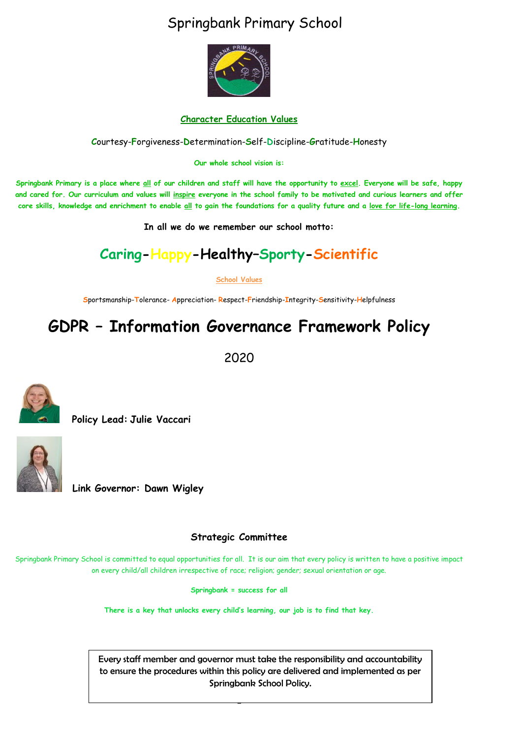# Springbank Primary School

**Character Education Values**

Courtesy-Forgiveness-Determination-Self-Discipline-Gratitude-Honesty

**Our whole school vision is:**

**Springbank Primary is a place where all of our children and staff will have the opportunity to excel. Everyone will be safe, happy and cared for. Our curriculum and values will inspire everyone in the school family to be motivated and curious learners and offer core skills, knowledge and enrichment to enable all to gain the foundations for a quality future and a love for life-long learning.**

**In all we do we remember our school motto:**

## Caring-Happy-Healthy–Sporty-Scientific

School Values

Sportsmanship-Tolerance- Appreciation- Respect-Friendship-Integrity-Sensitivity-Helpfulness

# GDPR – Information Governance Framework Policy

2020

**Policy Lead: Julie Vaccari**

**Link Governor: Dawn Wigley**

**Strategic Committee**

Springbank Primary School is committed to equal opportunities for all. It is our aim that every policy is written to have a positive impact on every child/all children irrespective of race; religion; gender; sexual orientation or age.

**Springbank = success for all**

**There is a key that unlocks every child's learning, our job is to find that key.**

Every staff member and governor must take the responsibility and accountability to ensure the procedures within this policy are delivered and implemented as per Springbank School Policy.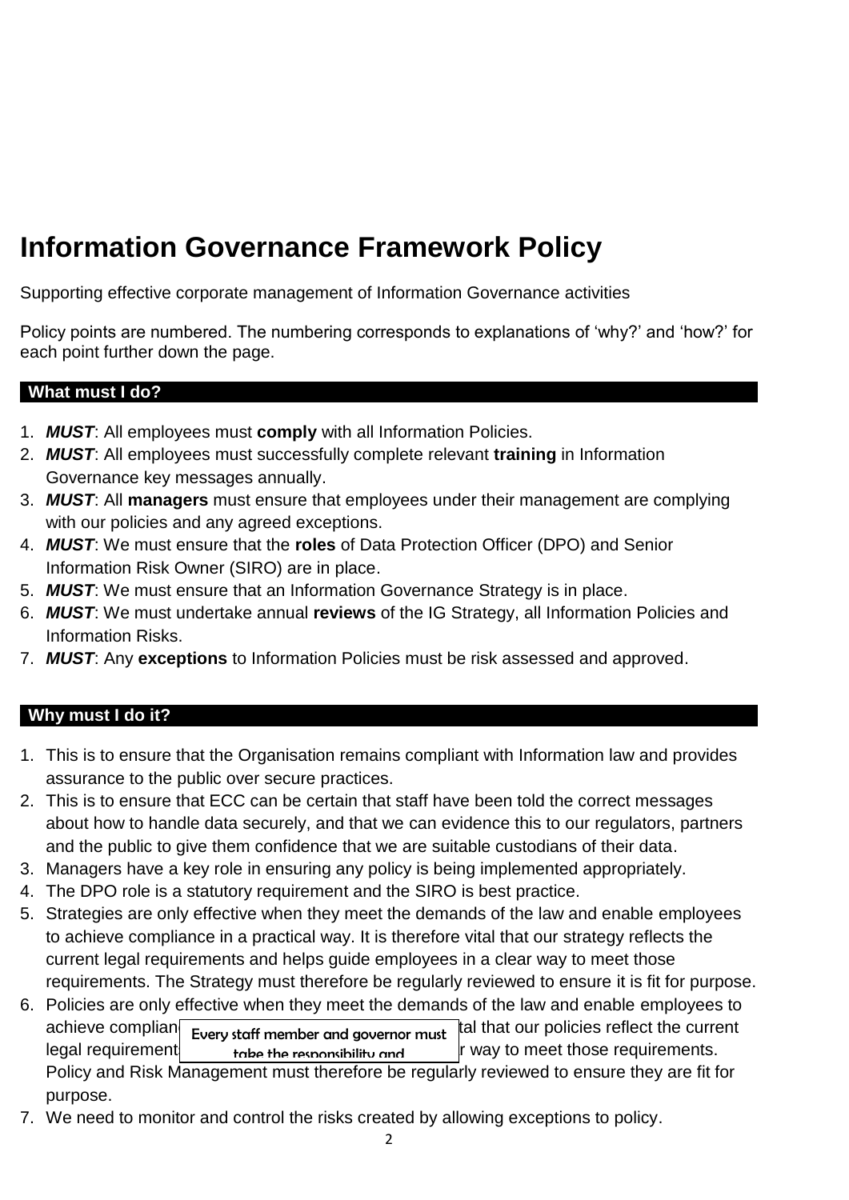# Information Governance Framework Policy

Supporting effective corporate management of Information Governance activities

Policy points are numbered. The numbering corresponds to explanations of 'why?' and 'how?' for each point further down the page.

## What must I do?

1. ***MUST***: All employees must **comply** with all Information Policies.
2. ***MUST***: All employees must successfully complete relevant **training** in Information Governance key messages annually.
3. ***MUST***: All **managers** must ensure that employees under their management are complying with our policies and any agreed exceptions.
4. ***MUST***: We must ensure that the **roles** of Data Protection Officer (DPO) and Senior Information Risk Owner (SIRO) are in place.
5. ***MUST***: We must ensure that an Information Governance Strategy is in place.
6. ***MUST***: We must undertake annual **reviews** of the IG Strategy, all Information Policies and Information Risks.
7. ***MUST***: Any **exceptions** to Information Policies must be risk assessed and approved.

## Why must I do it?

1. This is to ensure that the Organisation remains compliant with Information law and provides assurance to the public over secure practices.
2. This is to ensure that ECC can be certain that staff have been told the correct messages about how to handle data securely, and that we can evidence this to our regulators, partners and the public to give them confidence that we are suitable custodians of their data.
3. Managers have a key role in ensuring any policy is being implemented appropriately.
4. The DPO role is a statutory requirement and the SIRO is best practice.
5. Strategies are only effective when they meet the demands of the law and enable employees to achieve compliance in a practical way. It is therefore vital that our strategy reflects the current legal requirements and helps guide employees in a clear way to meet those requirements. The Strategy must therefore be regularly reviewed to ensure it is fit for purpose.
6. Policies are only effective when they meet the demands of the law and enable employees to achieve complian[Every staff member and governor must take the responsibility and]tal that our policies reflect the current legal requirement[...]r way to meet those requirements. Policy and Risk Management must therefore be regularly reviewed to ensure they are fit for purpose.
7. We need to monitor and control the risks created by allowing exceptions to policy.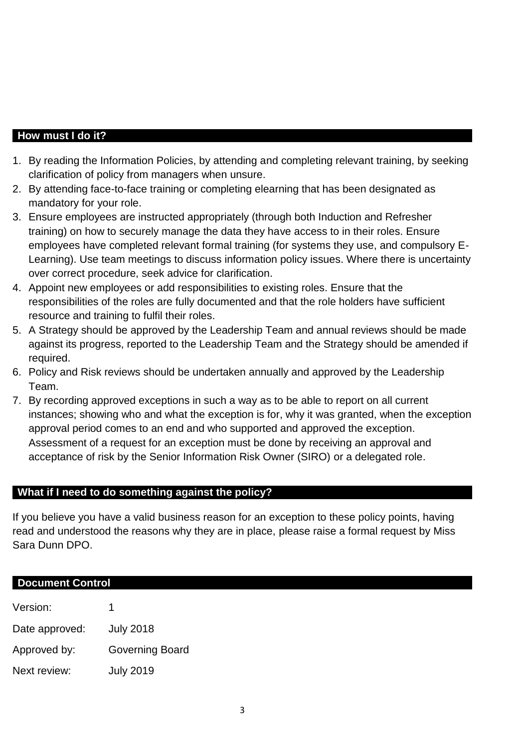## How must I do it?

1. By reading the Information Policies, by attending and completing relevant training, by seeking clarification of policy from managers when unsure.
2. By attending face-to-face training or completing elearning that has been designated as mandatory for your role.
3. Ensure employees are instructed appropriately (through both Induction and Refresher training) on how to securely manage the data they have access to in their roles. Ensure employees have completed relevant formal training (for systems they use, and compulsory E-Learning). Use team meetings to discuss information policy issues. Where there is uncertainty over correct procedure, seek advice for clarification.
4. Appoint new employees or add responsibilities to existing roles. Ensure that the responsibilities of the roles are fully documented and that the role holders have sufficient resource and training to fulfil their roles.
5. A Strategy should be approved by the Leadership Team and annual reviews should be made against its progress, reported to the Leadership Team and the Strategy should be amended if required.
6. Policy and Risk reviews should be undertaken annually and approved by the Leadership Team.
7. By recording approved exceptions in such a way as to be able to report on all current instances; showing who and what the exception is for, why it was granted, when the exception approval period comes to an end and who supported and approved the exception. Assessment of a request for an exception must be done by receiving an approval and acceptance of risk by the Senior Information Risk Owner (SIRO) or a delegated role.

## What if I need to do something against the policy?

If you believe you have a valid business reason for an exception to these policy points, having read and understood the reasons why they are in place, please raise a formal request by Miss Sara Dunn DPO.

## Document Control

| | |
|---|---|
| Version: | 1 |
| Date approved: | July 2018 |
| Approved by: | Governing Board |
| Next review: | July 2019 |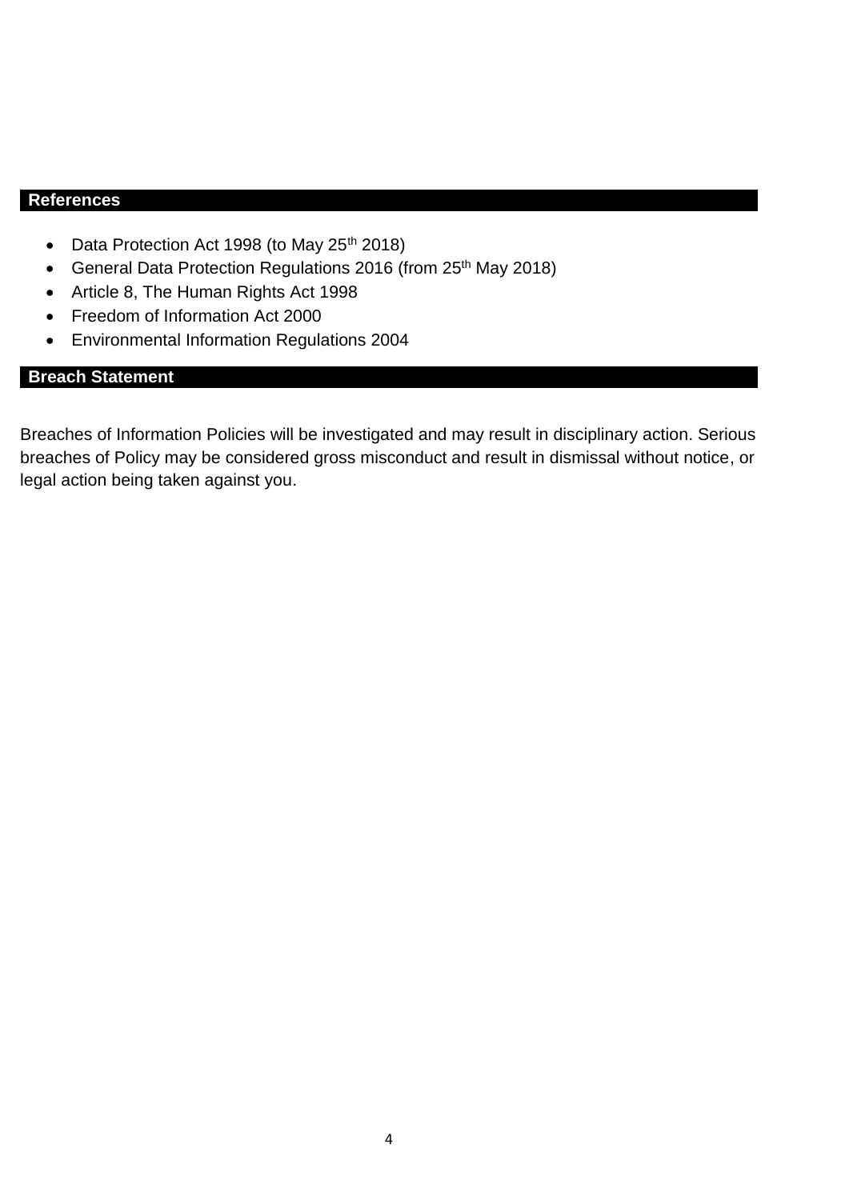## References

- Data Protection Act 1998 (to May 25th 2018)
- General Data Protection Regulations 2016 (from 25th May 2018)
- Article 8, The Human Rights Act 1998
- Freedom of Information Act 2000
- Environmental Information Regulations 2004

## Breach Statement

Breaches of Information Policies will be investigated and may result in disciplinary action. Serious breaches of Policy may be considered gross misconduct and result in dismissal without notice, or legal action being taken against you.